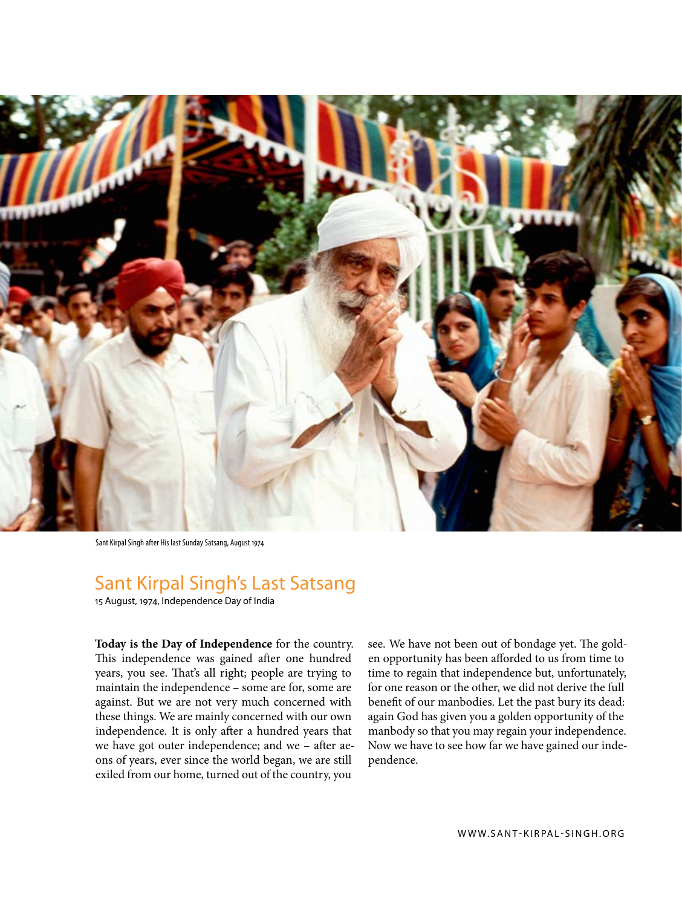Sant Kirpal Singh after His last Sunday Satsang, August 1974

# Sant Kirpal Singh's Last Satsang

15 August, 1974, Independence Day of India

**Today is the Day of Independence** for the country. This independence was gained after one hundred years, you see. That's all right; people are trying to maintain the independence – some are for, some are against. But we are not very much concerned with these things. We are mainly concerned with our own independence. It is only after a hundred years that we have got outer independence; and we – after aeons of years, ever since the world began, we are still exiled from our home, turned out of the country, you see. We have not been out of bondage yet. The golden opportunity has been afforded to us from time to time to regain that independence but, unfortunately, for one reason or the other, we did not derive the full benefit of our manbodies. Let the past bury its dead: again God has given you a golden opportunity of the manbody so that you may regain your independence. Now we have to see how far we have gained our independence.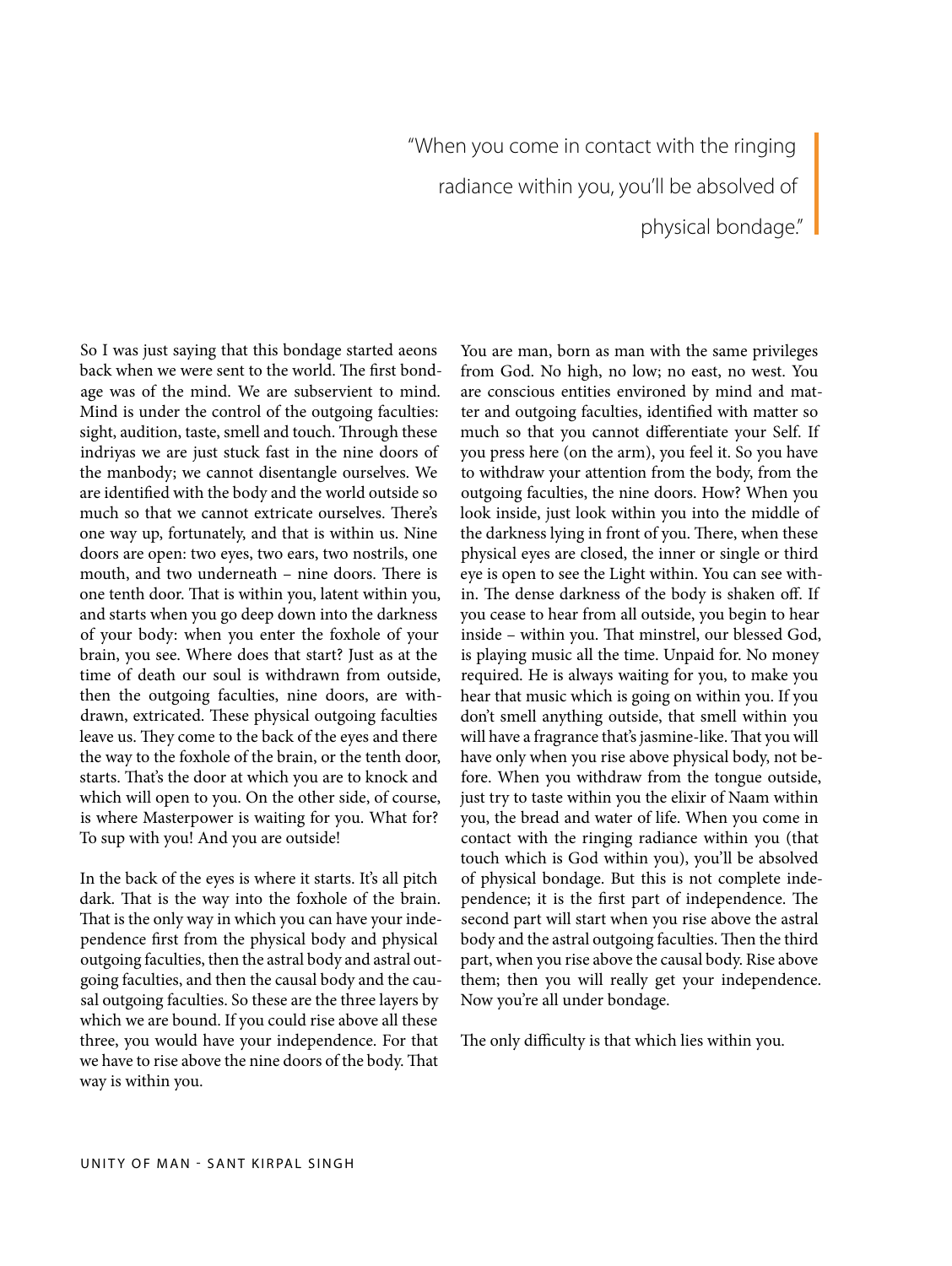> "When you come in contact with the ringing radiance within you, you'll be absolved of physical bondage."

So I was just saying that this bondage started aeons back when we were sent to the world. The first bondage was of the mind. We are subservient to mind. Mind is under the control of the outgoing faculties: sight, audition, taste, smell and touch. Through these indriyas we are just stuck fast in the nine doors of the manbody; we cannot disentangle ourselves. We are identified with the body and the world outside so much so that we cannot extricate ourselves. There's one way up, fortunately, and that is within us. Nine doors are open: two eyes, two ears, two nostrils, one mouth, and two underneath – nine doors. There is one tenth door. That is within you, latent within you, and starts when you go deep down into the darkness of your body: when you enter the foxhole of your brain, you see. Where does that start? Just as at the time of death our soul is withdrawn from outside, then the outgoing faculties, nine doors, are withdrawn, extricated. These physical outgoing faculties leave us. They come to the back of the eyes and there the way to the foxhole of the brain, or the tenth door, starts. That's the door at which you are to knock and which will open to you. On the other side, of course, is where Masterpower is waiting for you. What for? To sup with you! And you are outside!

In the back of the eyes is where it starts. It's all pitch dark. That is the way into the foxhole of the brain. That is the only way in which you can have your independence first from the physical body and physical outgoing faculties, then the astral body and astral outgoing faculties, and then the causal body and the causal outgoing faculties. So these are the three layers by which we are bound. If you could rise above all these three, you would have your independence. For that we have to rise above the nine doors of the body. That way is within you.

You are man, born as man with the same privileges from God. No high, no low; no east, no west. You are conscious entities environed by mind and matter and outgoing faculties, identified with matter so much so that you cannot differentiate your Self. If you press here (on the arm), you feel it. So you have to withdraw your attention from the body, from the outgoing faculties, the nine doors. How? When you look inside, just look within you into the middle of the darkness lying in front of you. There, when these physical eyes are closed, the inner or single or third eye is open to see the Light within. You can see within. The dense darkness of the body is shaken off. If you cease to hear from all outside, you begin to hear inside – within you. That minstrel, our blessed God, is playing music all the time. Unpaid for. No money required. He is always waiting for you, to make you hear that music which is going on within you. If you don't smell anything outside, that smell within you will have a fragrance that's jasmine-like. That you will have only when you rise above physical body, not before. When you withdraw from the tongue outside, just try to taste within you the elixir of Naam within you, the bread and water of life. When you come in contact with the ringing radiance within you (that touch which is God within you), you'll be absolved of physical bondage. But this is not complete independence; it is the first part of independence. The second part will start when you rise above the astral body and the astral outgoing faculties. Then the third part, when you rise above the causal body. Rise above them; then you will really get your independence. Now you're all under bondage.

The only difficulty is that which lies within you.